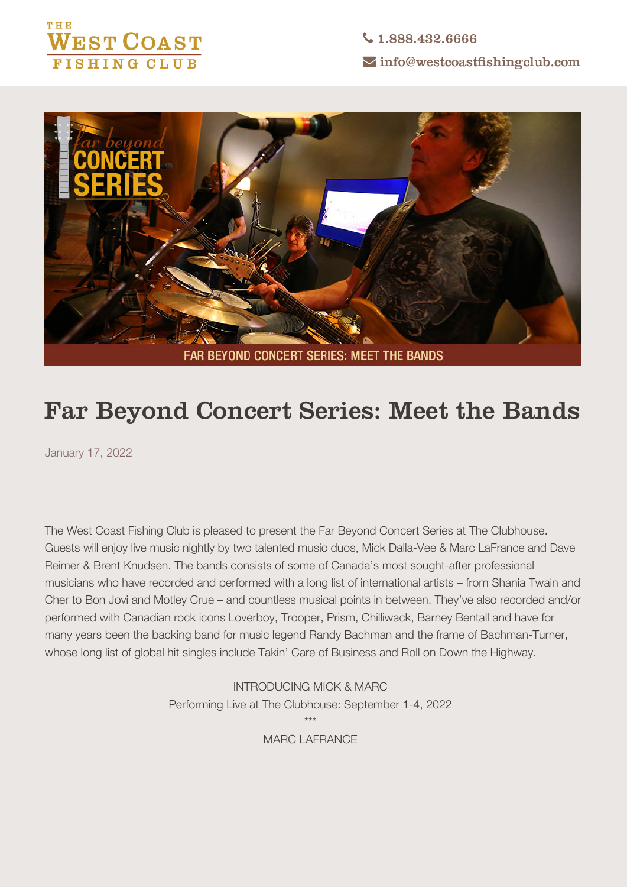# Far Beyond Concert Series: Meet the Bands

January 17, 2022

The West Coast Fishing Club is pleased to present the Far Beyond Concert Series at The Clubhouse. Guests will enjoy live music nightly by two talented music duos, Mick Dalla-Vee & Marc LaFrance and Dave Reimer & Brent Knudsen. The bands consists of some of Canada's most sought-after professional musicians who have recorded and performed with a long list of international artists – from Shania Twain and Cher to Bon Jovi and Motley Crue – and countless musical points in between. They've also recorded and/or performed with Canadian rock icons Loverboy, Trooper, Prism, Chilliwack, Barney Bentall and have for many years been the backing band for music legend Randy Bachman and the frame of Bachman-Turner, whose long list of global hit singles include Takin' Care of Business and Roll on Down the Highway.

INTRODUCING MICK & MARC

Performing Live at The Clubhouse: September 1-4, 2022

***

MARC LAFRANCE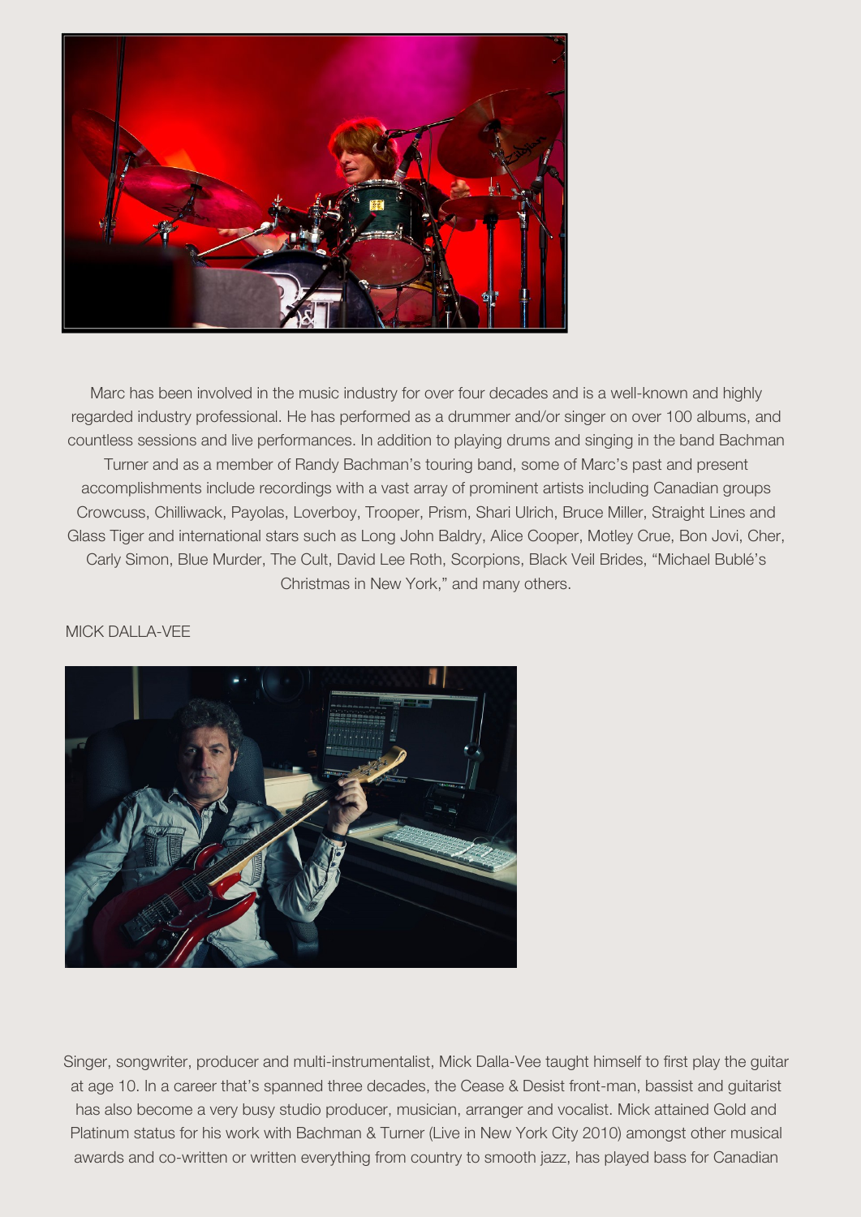Marc has been involved in the music industry for over four decades and is a well-known and highly regarded industry professional. He has performed as a drummer and/or singer on over 100 albums, and countless sessions and live performances. In addition to playing drums and singing in the band Bachman Turner and as a member of Randy Bachman's touring band, some of Marc's past and present accomplishments include recordings with a vast array of prominent artists including Canadian groups Crowcuss, Chilliwack, Payolas, Loverboy, Trooper, Prism, Shari Ulrich, Bruce Miller, Straight Lines and Glass Tiger and international stars such as Long John Baldry, Alice Cooper, Motley Crue, Bon Jovi, Cher, Carly Simon, Blue Murder, The Cult, David Lee Roth, Scorpions, Black Veil Brides, "Michael Bublé's Christmas in New York," and many others.

MICK DALLA-VEE

Singer, songwriter, producer and multi-instrumentalist, Mick Dalla-Vee taught himself to first play the guitar at age 10. In a career that's spanned three decades, the Cease & Desist front-man, bassist and guitarist has also become a very busy studio producer, musician, arranger and vocalist. Mick attained Gold and Platinum status for his work with Bachman & Turner (Live in New York City 2010) amongst other musical awards and co-written or written everything from country to smooth jazz, has played bass for Canadian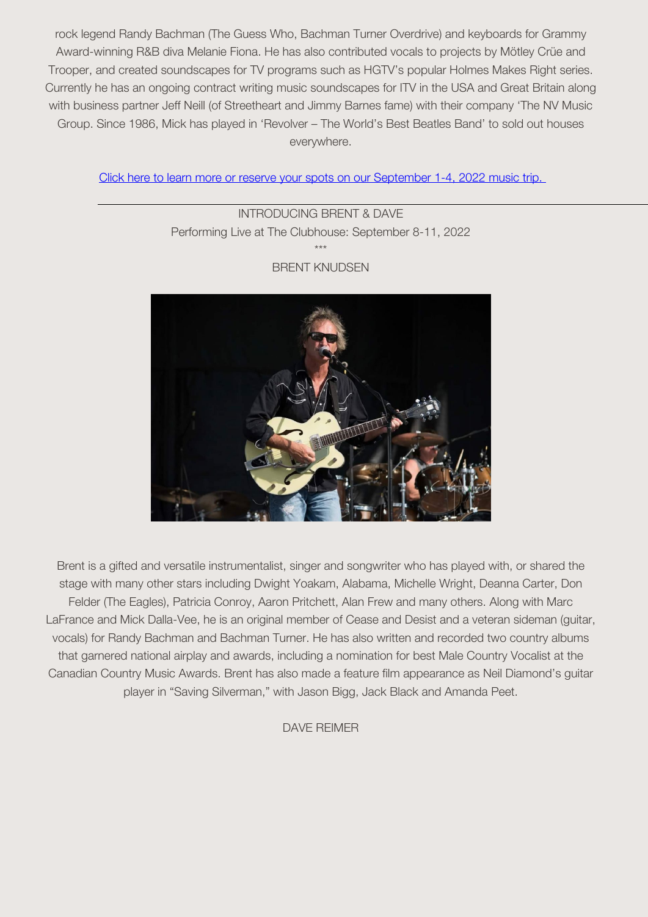rock legend Randy Bachman (The Guess Who, Bachman Turner Overdrive) and keyboards for Grammy Award-winning R&B diva Melanie Fiona. He has also contributed vocals to projects by Mötley Crüe and Trooper, and created soundscapes for TV programs such as HGTV's popular Holmes Makes Right series. Currently he has an ongoing contract writing music soundscapes for ITV in the USA and Great Britain along with business partner Jeff Neill (of Streetheart and Jimmy Barnes fame) with their company 'The NV Music Group. Since 1986, Mick has played in 'Revolver – The World's Best Beatles Band' to sold out houses everywhere.

[Click here to learn more or reserve your spots on our September 1-4, 2022 music trip.]

---

INTRODUCING BRENT & DAVE

Performing Live at The Clubhouse: September 8-11, 2022

***

BRENT KNUDSEN

Brent is a gifted and versatile instrumentalist, singer and songwriter who has played with, or shared the stage with many other stars including Dwight Yoakam, Alabama, Michelle Wright, Deanna Carter, Don Felder (The Eagles), Patricia Conroy, Aaron Pritchett, Alan Frew and many others. Along with Marc LaFrance and Mick Dalla-Vee, he is an original member of Cease and Desist and a veteran sideman (guitar, vocals) for Randy Bachman and Bachman Turner. He has also written and recorded two country albums that garnered national airplay and awards, including a nomination for best Male Country Vocalist at the Canadian Country Music Awards. Brent has also made a feature film appearance as Neil Diamond's guitar player in "Saving Silverman," with Jason Bigg, Jack Black and Amanda Peet.

DAVE REIMER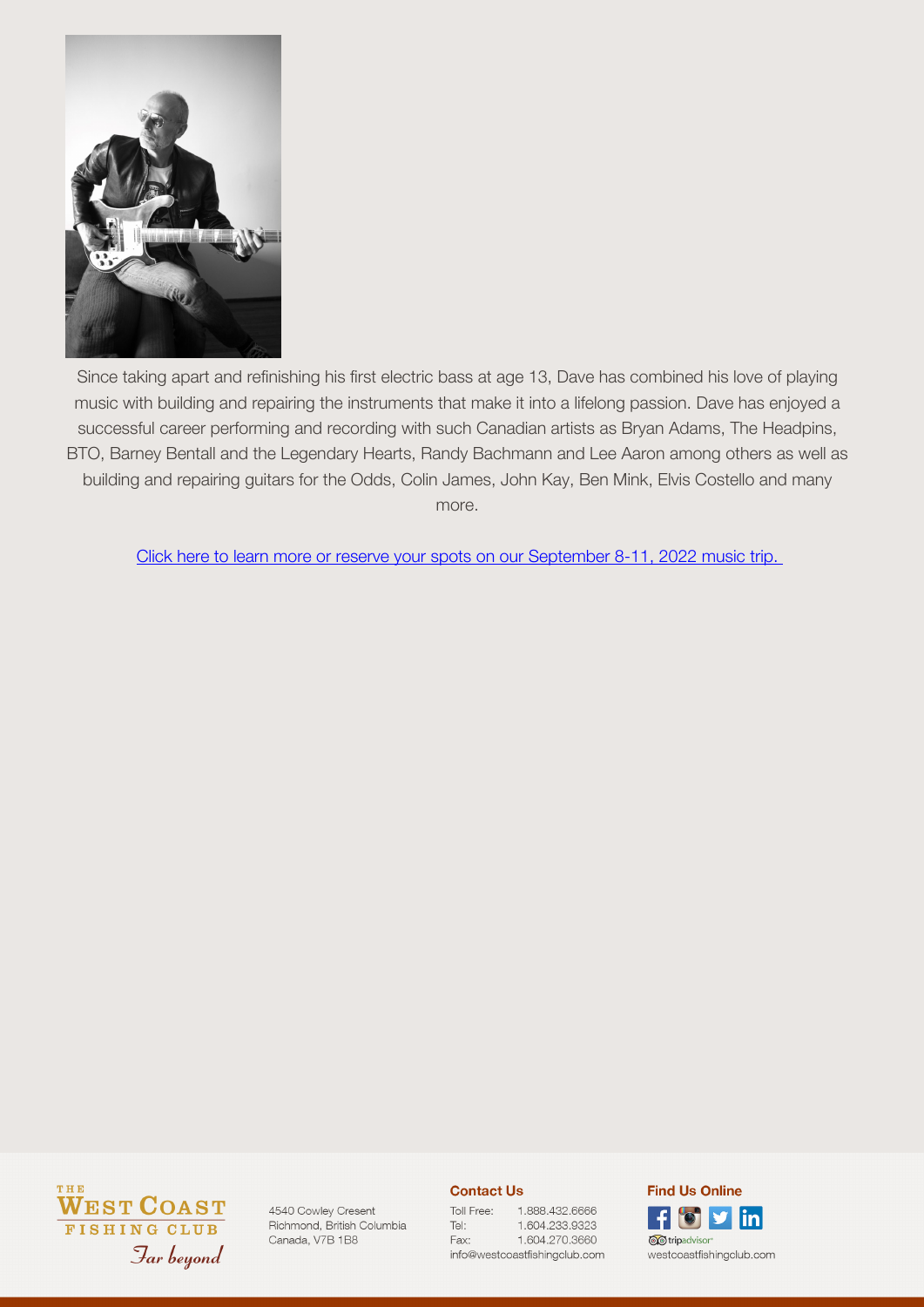Since taking apart and refinishing his first electric bass at age 13, Dave has combined his love of playing music with building and repairing the instruments that make it into a lifelong passion. Dave has enjoyed a successful career performing and recording with such Canadian artists as Bryan Adams, The Headpins, BTO, Barney Bentall and the Legendary Hearts, Randy Bachmann and Lee Aaron among others as well as building and repairing guitars for the Odds, Colin James, John Kay, Ben Mink, Elvis Costello and many more.

Click here to learn more or reserve your spots on our September 8-11, 2022 music trip.

THE WEST COAST FISHING CLUB
*Far beyond*

4540 Cowley Cresent
Richmond, British Columbia
Canada, V7B 1B8

**Contact Us**

Toll Free: 1.888.432.6666
Tel: 1.604.233.9323
Fax: 1.604.270.3660
info@westcoastfishingclub.com

**Find Us Online**

tripadvisor
westcoastfishingclub.com